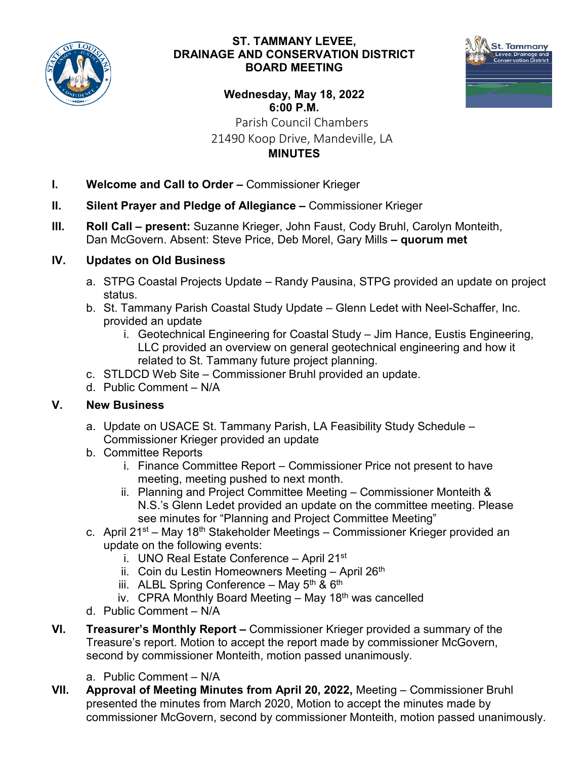# ST. TAMMANY LEVEE, DRAINAGE AND CONSERVATION DISTRICT BOARD MEETING

**Wednesday, May 18, 2022**
**6:00 P.M.**
Parish Council Chambers
21490 Koop Drive, Mandeville, LA
**MINUTES**

**I. Welcome and Call to Order –** Commissioner Krieger

**II. Silent Prayer and Pledge of Allegiance –** Commissioner Krieger

**III. Roll Call – present:** Suzanne Krieger, John Faust, Cody Bruhl, Carolyn Monteith, Dan McGovern. Absent: Steve Price, Deb Morel, Gary Mills **– quorum met**

**IV. Updates on Old Business**

a. STPG Coastal Projects Update – Randy Pausina, STPG provided an update on project status.
b. St. Tammany Parish Coastal Study Update – Glenn Ledet with Neel-Schaffer, Inc. provided an update
   i. Geotechnical Engineering for Coastal Study – Jim Hance, Eustis Engineering, LLC provided an overview on general geotechnical engineering and how it related to St. Tammany future project planning.
c. STLDCD Web Site – Commissioner Bruhl provided an update.
d. Public Comment – N/A

**V. New Business**

a. Update on USACE St. Tammany Parish, LA Feasibility Study Schedule – Commissioner Krieger provided an update
b. Committee Reports
   i. Finance Committee Report – Commissioner Price not present to have meeting, meeting pushed to next month.
   ii. Planning and Project Committee Meeting – Commissioner Monteith & N.S.'s Glenn Ledet provided an update on the committee meeting. Please see minutes for "Planning and Project Committee Meeting"
c. April 21st – May 18th Stakeholder Meetings – Commissioner Krieger provided an update on the following events:
   i. UNO Real Estate Conference – April 21st
   ii. Coin du Lestin Homeowners Meeting – April 26th
   iii. ALBL Spring Conference – May 5th & 6th
   iv. CPRA Monthly Board Meeting – May 18th was cancelled
d. Public Comment – N/A

**VI. Treasurer's Monthly Report –** Commissioner Krieger provided a summary of the Treasure's report. Motion to accept the report made by commissioner McGovern, second by commissioner Monteith, motion passed unanimously.

a. Public Comment – N/A

**VII. Approval of Meeting Minutes from April 20, 2022,** Meeting – Commissioner Bruhl presented the minutes from March 2020, Motion to accept the minutes made by commissioner McGovern, second by commissioner Monteith, motion passed unanimously.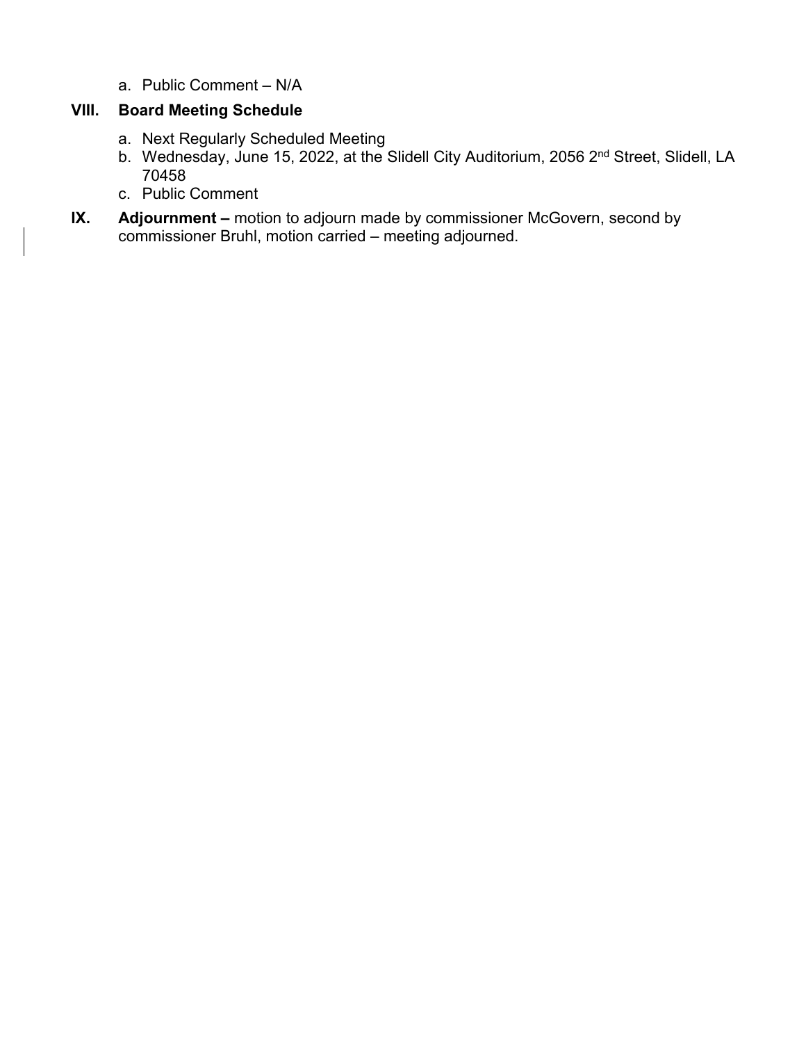a. Public Comment – N/A

## VIII. Board Meeting Schedule

a. Next Regularly Scheduled Meeting
b. Wednesday, June 15, 2022, at the Slidell City Auditorium, 2056 2nd Street, Slidell, LA 70458
c. Public Comment

## IX. Adjournment – motion to adjourn made by commissioner McGovern, second by commissioner Bruhl, motion carried – meeting adjourned.